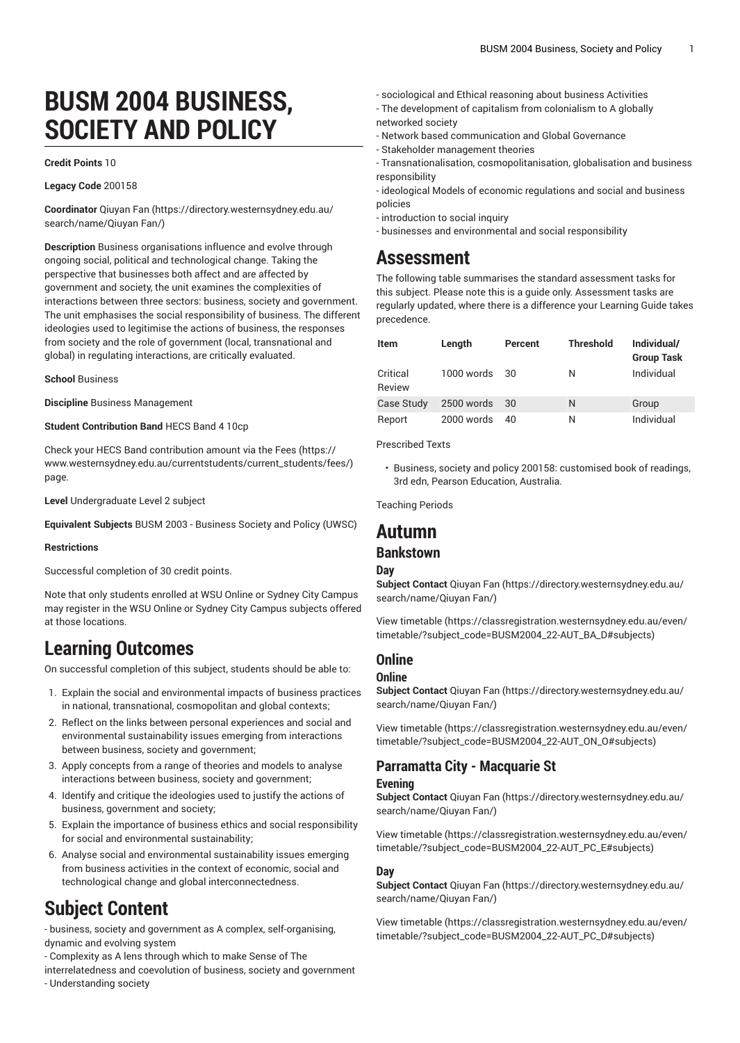# BUSM 2004 BUSINESS, SOCIETY AND POLICY

**Credit Points** 10

**Legacy Code** 200158

**Coordinator** Qiuyan Fan (https://directory.westernsydney.edu.au/search/name/Qiuyan Fan/)

**Description** Business organisations influence and evolve through ongoing social, political and technological change. Taking the perspective that businesses both affect and are affected by government and society, the unit examines the complexities of interactions between three sectors: business, society and government. The unit emphasises the social responsibility of business. The different ideologies used to legitimise the actions of business, the responses from society and the role of government (local, transnational and global) in regulating interactions, are critically evaluated.

**School** Business

**Discipline** Business Management

**Student Contribution Band** HECS Band 4 10cp

Check your HECS Band contribution amount via the Fees (https://www.westernsydney.edu.au/currentstudents/current_students/fees/) page.

**Level** Undergraduate Level 2 subject

**Equivalent Subjects** BUSM 2003 - Business Society and Policy (UWSC)

**Restrictions**

Successful completion of 30 credit points.

Note that only students enrolled at WSU Online or Sydney City Campus may register in the WSU Online or Sydney City Campus subjects offered at those locations.

# Learning Outcomes

On successful completion of this subject, students should be able to:

1. Explain the social and environmental impacts of business practices in national, transnational, cosmopolitan and global contexts;
2. Reflect on the links between personal experiences and social and environmental sustainability issues emerging from interactions between business, society and government;
3. Apply concepts from a range of theories and models to analyse interactions between business, society and government;
4. Identify and critique the ideologies used to justify the actions of business, government and society;
5. Explain the importance of business ethics and social responsibility for social and environmental sustainability;
6. Analyse social and environmental sustainability issues emerging from business activities in the context of economic, social and technological change and global interconnectedness.

# Subject Content

- business, society and government as A complex, self-organising, dynamic and evolving system
- Complexity as A lens through which to make Sense of The interrelatedness and coevolution of business, society and government
- Understanding society
- sociological and Ethical reasoning about business Activities
- The development of capitalism from colonialism to A globally networked society
- Network based communication and Global Governance
- Stakeholder management theories
- Transnationalisation, cosmopolitanisation, globalisation and business responsibility
- ideological Models of economic regulations and social and business policies
- introduction to social inquiry
- businesses and environmental and social responsibility

# Assessment

The following table summarises the standard assessment tasks for this subject. Please note this is a guide only. Assessment tasks are regularly updated, where there is a difference your Learning Guide takes precedence.

| Item | Length | Percent | Threshold | Individual/ Group Task |
|---|---|---|---|---|
| Critical Review | 1000 words | 30 | N | Individual |
| Case Study | 2500 words | 30 | N | Group |
| Report | 2000 words | 40 | N | Individual |

Prescribed Texts

- Business, society and policy 200158: customised book of readings, 3rd edn, Pearson Education, Australia.

Teaching Periods

# Autumn

## Bankstown

### Day

**Subject Contact** Qiuyan Fan (https://directory.westernsydney.edu.au/search/name/Qiuyan Fan/)

View timetable (https://classregistration.westernsydney.edu.au/even/timetable/?subject_code=BUSM2004_22-AUT_BA_D#subjects)

## Online

### Online

**Subject Contact** Qiuyan Fan (https://directory.westernsydney.edu.au/search/name/Qiuyan Fan/)

View timetable (https://classregistration.westernsydney.edu.au/even/timetable/?subject_code=BUSM2004_22-AUT_ON_O#subjects)

## Parramatta City - Macquarie St

### Evening

**Subject Contact** Qiuyan Fan (https://directory.westernsydney.edu.au/search/name/Qiuyan Fan/)

View timetable (https://classregistration.westernsydney.edu.au/even/timetable/?subject_code=BUSM2004_22-AUT_PC_E#subjects)

### Day

**Subject Contact** Qiuyan Fan (https://directory.westernsydney.edu.au/search/name/Qiuyan Fan/)

View timetable (https://classregistration.westernsydney.edu.au/even/timetable/?subject_code=BUSM2004_22-AUT_PC_D#subjects)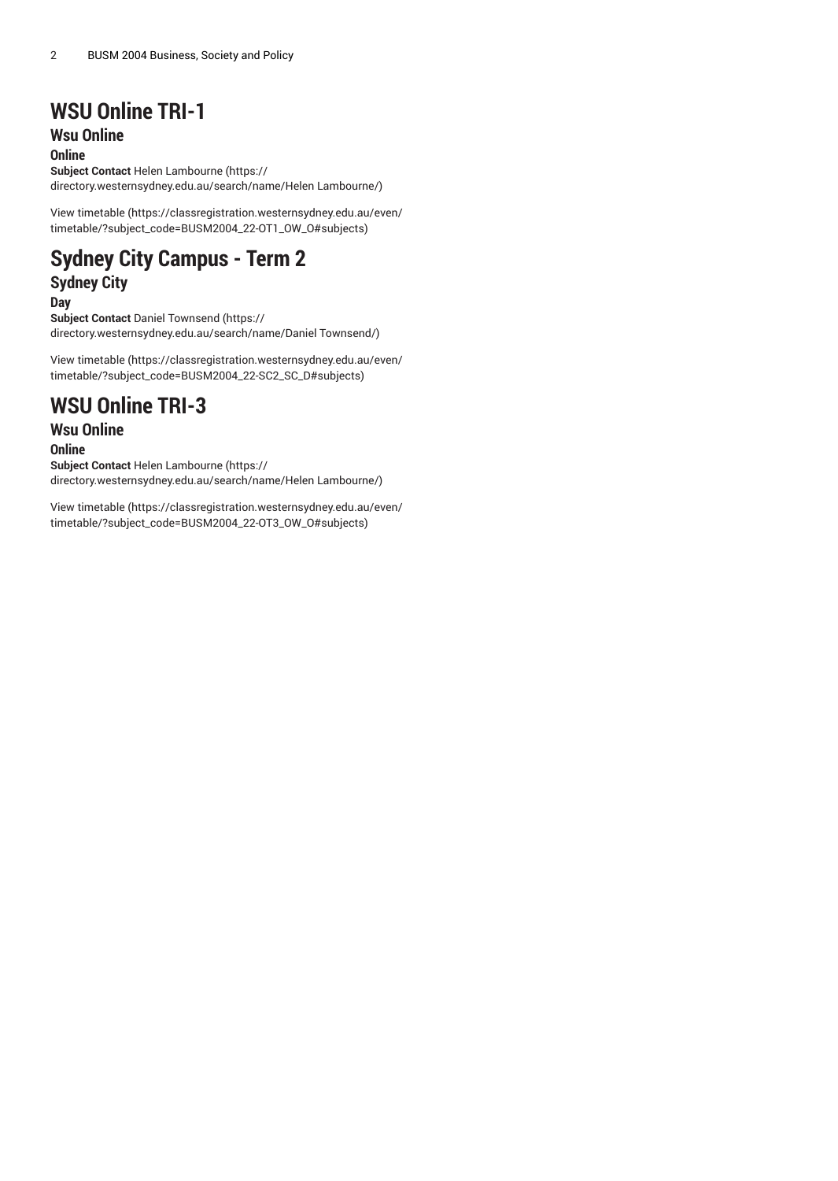# WSU Online TRI-1

## Wsu Online

### Online

**Subject Contact** Helen Lambourne (https://directory.westernsydney.edu.au/search/name/Helen Lambourne/)

View timetable (https://classregistration.westernsydney.edu.au/even/timetable/?subject_code=BUSM2004_22-OT1_OW_O#subjects)

# Sydney City Campus - Term 2

## Sydney City

### Day

**Subject Contact** Daniel Townsend (https://directory.westernsydney.edu.au/search/name/Daniel Townsend/)

View timetable (https://classregistration.westernsydney.edu.au/even/timetable/?subject_code=BUSM2004_22-SC2_SC_D#subjects)

# WSU Online TRI-3

## Wsu Online

### Online

**Subject Contact** Helen Lambourne (https://directory.westernsydney.edu.au/search/name/Helen Lambourne/)

View timetable (https://classregistration.westernsydney.edu.au/even/timetable/?subject_code=BUSM2004_22-OT3_OW_O#subjects)